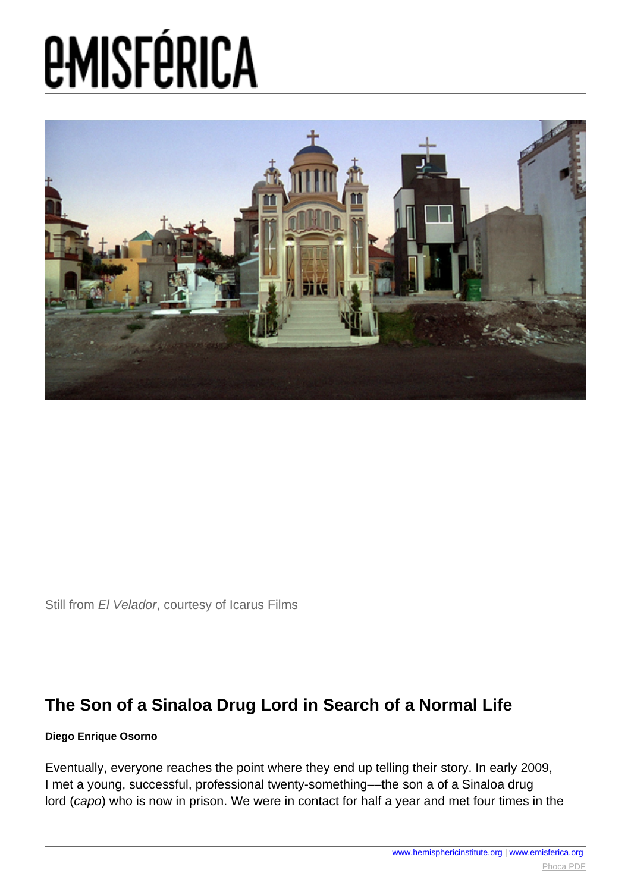# e-MISFÉRICA

Still from *El Velador*, courtesy of Icarus Films

## The Son of a Sinaloa Drug Lord in Search of a Normal Life

**Diego Enrique Osorno**

Eventually, everyone reaches the point where they end up telling their story. In early 2009, I met a young, successful, professional twenty-something—the son a of a Sinaloa drug lord (*capo*) who is now in prison. We were in contact for half a year and met four times in the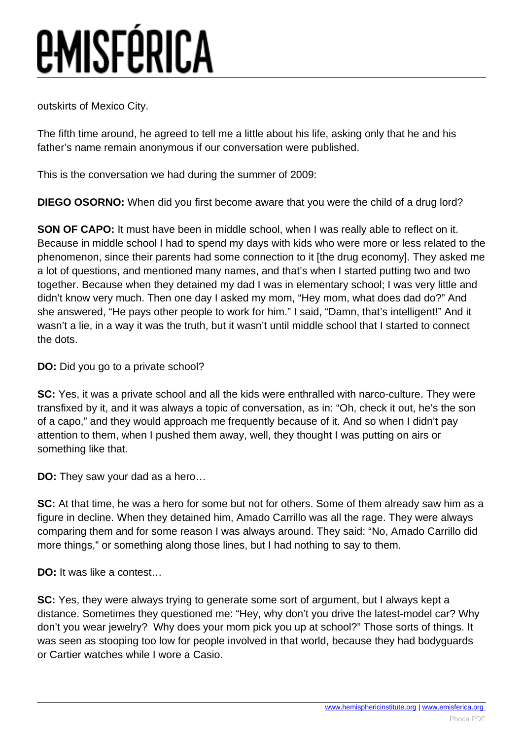outskirts of Mexico City.

The fifth time around, he agreed to tell me a little about his life, asking only that he and his father's name remain anonymous if our conversation were published.

This is the conversation we had during the summer of 2009:

**DIEGO OSORNO:** When did you first become aware that you were the child of a drug lord?

**SON OF CAPO:** It must have been in middle school, when I was really able to reflect on it. Because in middle school I had to spend my days with kids who were more or less related to the phenomenon, since their parents had some connection to it [the drug economy]. They asked me a lot of questions, and mentioned many names, and that's when I started putting two and two together. Because when they detained my dad I was in elementary school; I was very little and didn't know very much. Then one day I asked my mom, "Hey mom, what does dad do?" And she answered, "He pays other people to work for him." I said, "Damn, that's intelligent!" And it wasn't a lie, in a way it was the truth, but it wasn't until middle school that I started to connect the dots.

**DO:** Did you go to a private school?

**SC:** Yes, it was a private school and all the kids were enthralled with narco-culture. They were transfixed by it, and it was always a topic of conversation, as in: "Oh, check it out, he's the son of a capo," and they would approach me frequently because of it. And so when I didn't pay attention to them, when I pushed them away, well, they thought I was putting on airs or something like that.

**DO:** They saw your dad as a hero…

**SC:** At that time, he was a hero for some but not for others. Some of them already saw him as a figure in decline. When they detained him, Amado Carrillo was all the rage. They were always comparing them and for some reason I was always around. They said: "No, Amado Carrillo did more things," or something along those lines, but I had nothing to say to them.

**DO:** It was like a contest…

**SC:** Yes, they were always trying to generate some sort of argument, but I always kept a distance. Sometimes they questioned me: "Hey, why don't you drive the latest-model car? Why don't you wear jewelry? Why does your mom pick you up at school?" Those sorts of things. It was seen as stooping too low for people involved in that world, because they had bodyguards or Cartier watches while I wore a Casio.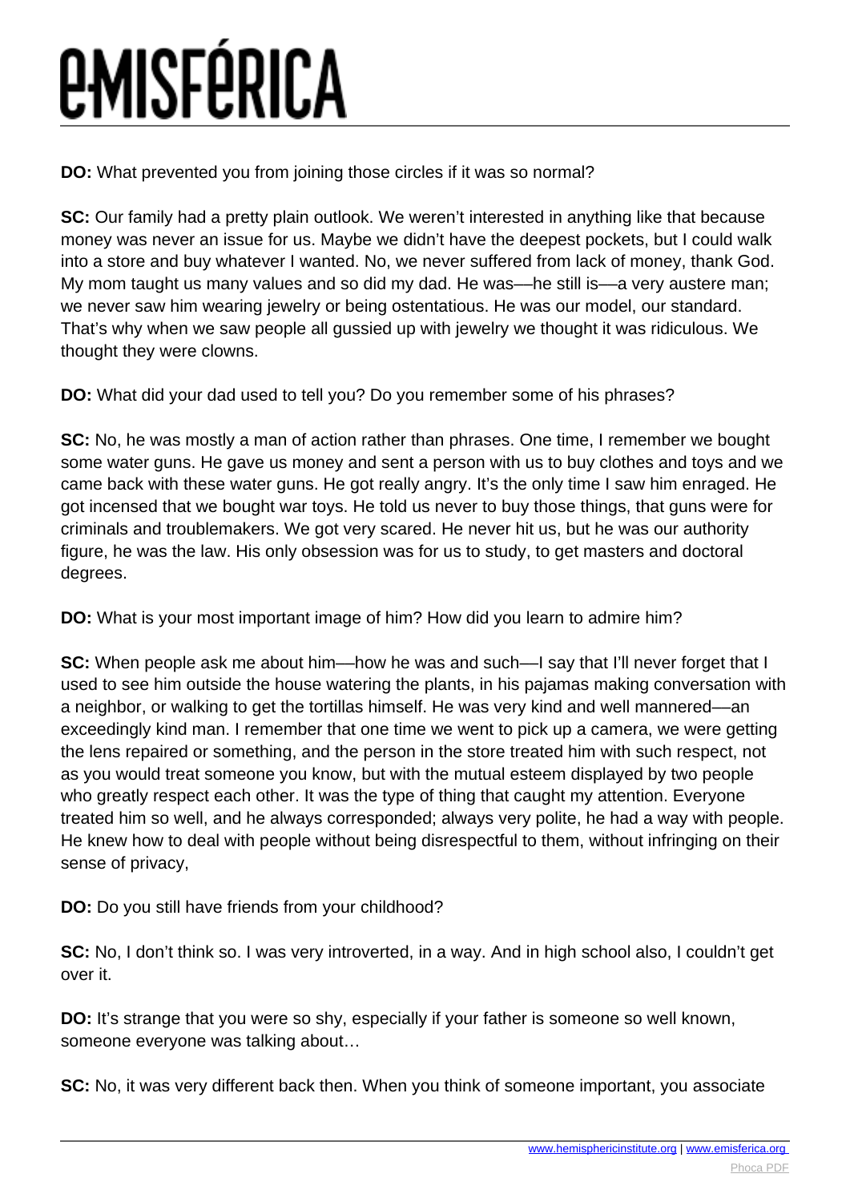**DO:** What prevented you from joining those circles if it was so normal?

**SC:** Our family had a pretty plain outlook. We weren't interested in anything like that because money was never an issue for us. Maybe we didn't have the deepest pockets, but I could walk into a store and buy whatever I wanted. No, we never suffered from lack of money, thank God. My mom taught us many values and so did my dad. He was—he still is—a very austere man; we never saw him wearing jewelry or being ostentatious. He was our model, our standard. That's why when we saw people all gussied up with jewelry we thought it was ridiculous. We thought they were clowns.

**DO:** What did your dad used to tell you? Do you remember some of his phrases?

**SC:** No, he was mostly a man of action rather than phrases. One time, I remember we bought some water guns. He gave us money and sent a person with us to buy clothes and toys and we came back with these water guns. He got really angry. It's the only time I saw him enraged. He got incensed that we bought war toys. He told us never to buy those things, that guns were for criminals and troublemakers. We got very scared. He never hit us, but he was our authority figure, he was the law. His only obsession was for us to study, to get masters and doctoral degrees.

**DO:** What is your most important image of him? How did you learn to admire him?

**SC:** When people ask me about him—how he was and such—I say that I'll never forget that I used to see him outside the house watering the plants, in his pajamas making conversation with a neighbor, or walking to get the tortillas himself. He was very kind and well mannered—an exceedingly kind man. I remember that one time we went to pick up a camera, we were getting the lens repaired or something, and the person in the store treated him with such respect, not as you would treat someone you know, but with the mutual esteem displayed by two people who greatly respect each other. It was the type of thing that caught my attention. Everyone treated him so well, and he always corresponded; always very polite, he had a way with people. He knew how to deal with people without being disrespectful to them, without infringing on their sense of privacy,

**DO:** Do you still have friends from your childhood?

**SC:** No, I don't think so. I was very introverted, in a way. And in high school also, I couldn't get over it.

**DO:** It's strange that you were so shy, especially if your father is someone so well known, someone everyone was talking about…

**SC:** No, it was very different back then. When you think of someone important, you associate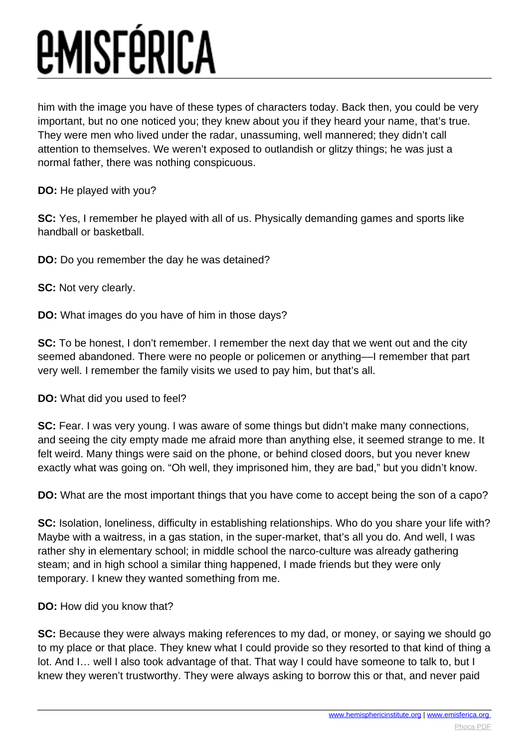him with the image you have of these types of characters today. Back then, you could be very important, but no one noticed you; they knew about you if they heard your name, that's true. They were men who lived under the radar, unassuming, well mannered; they didn't call attention to themselves. We weren't exposed to outlandish or glitzy things; he was just a normal father, there was nothing conspicuous.

**DO:** He played with you?

**SC:** Yes, I remember he played with all of us. Physically demanding games and sports like handball or basketball.

**DO:** Do you remember the day he was detained?

**SC:** Not very clearly.

**DO:** What images do you have of him in those days?

**SC:** To be honest, I don't remember. I remember the next day that we went out and the city seemed abandoned. There were no people or policemen or anything—I remember that part very well. I remember the family visits we used to pay him, but that's all.

**DO:** What did you used to feel?

**SC:** Fear. I was very young. I was aware of some things but didn't make many connections, and seeing the city empty made me afraid more than anything else, it seemed strange to me. It felt weird. Many things were said on the phone, or behind closed doors, but you never knew exactly what was going on. "Oh well, they imprisoned him, they are bad," but you didn't know.

**DO:** What are the most important things that you have come to accept being the son of a capo?

**SC:** Isolation, loneliness, difficulty in establishing relationships. Who do you share your life with? Maybe with a waitress, in a gas station, in the super-market, that's all you do. And well, I was rather shy in elementary school; in middle school the narco-culture was already gathering steam; and in high school a similar thing happened, I made friends but they were only temporary. I knew they wanted something from me.

**DO:** How did you know that?

**SC:** Because they were always making references to my dad, or money, or saying we should go to my place or that place. They knew what I could provide so they resorted to that kind of thing a lot. And I… well I also took advantage of that. That way I could have someone to talk to, but I knew they weren't trustworthy. They were always asking to borrow this or that, and never paid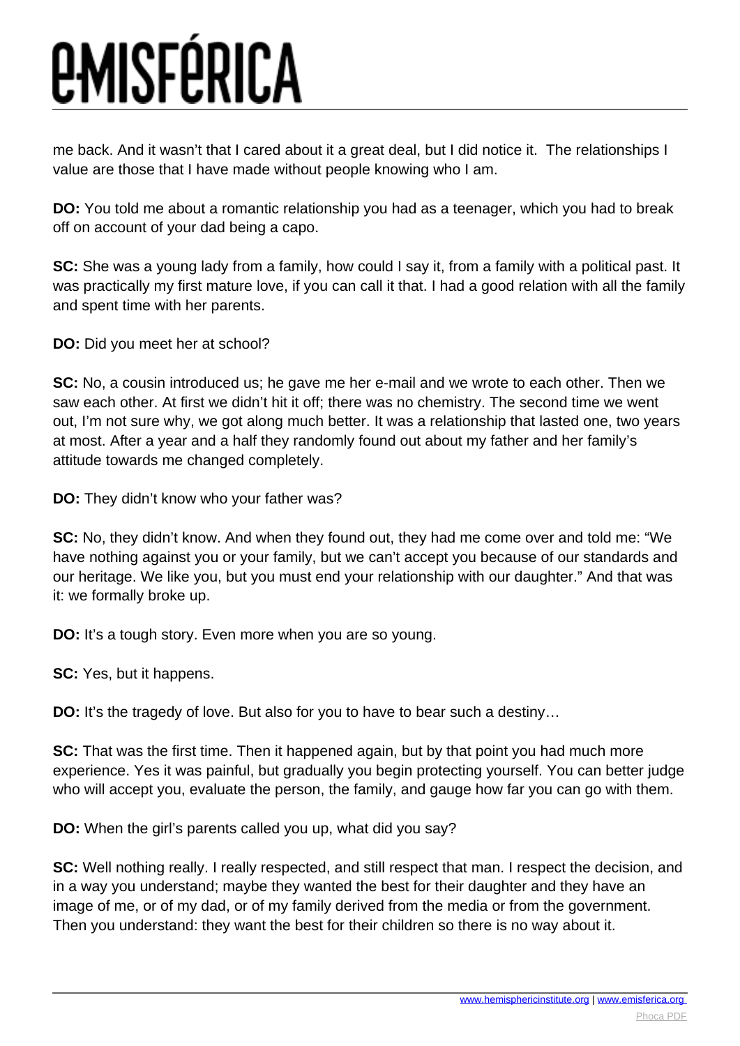me back. And it wasn't that I cared about it a great deal, but I did notice it. The relationships I value are those that I have made without people knowing who I am.

**DO:** You told me about a romantic relationship you had as a teenager, which you had to break off on account of your dad being a capo.

**SC:** She was a young lady from a family, how could I say it, from a family with a political past. It was practically my first mature love, if you can call it that. I had a good relation with all the family and spent time with her parents.

**DO:** Did you meet her at school?

**SC:** No, a cousin introduced us; he gave me her e-mail and we wrote to each other. Then we saw each other. At first we didn't hit it off; there was no chemistry. The second time we went out, I'm not sure why, we got along much better. It was a relationship that lasted one, two years at most. After a year and a half they randomly found out about my father and her family's attitude towards me changed completely.

**DO:** They didn't know who your father was?

**SC:** No, they didn't know. And when they found out, they had me come over and told me: "We have nothing against you or your family, but we can't accept you because of our standards and our heritage. We like you, but you must end your relationship with our daughter." And that was it: we formally broke up.

**DO:** It's a tough story. Even more when you are so young.

**SC:** Yes, but it happens.

**DO:** It's the tragedy of love. But also for you to have to bear such a destiny…

**SC:** That was the first time. Then it happened again, but by that point you had much more experience. Yes it was painful, but gradually you begin protecting yourself. You can better judge who will accept you, evaluate the person, the family, and gauge how far you can go with them.

**DO:** When the girl's parents called you up, what did you say?

**SC:** Well nothing really. I really respected, and still respect that man. I respect the decision, and in a way you understand; maybe they wanted the best for their daughter and they have an image of me, or of my dad, or of my family derived from the media or from the government. Then you understand: they want the best for their children so there is no way about it.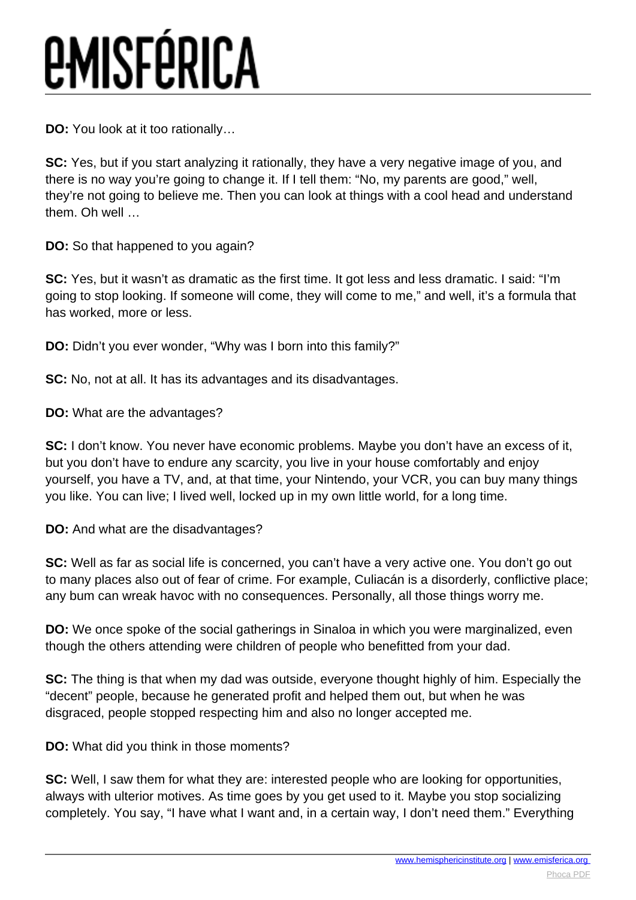**DO:** You look at it too rationally…

**SC:** Yes, but if you start analyzing it rationally, they have a very negative image of you, and there is no way you're going to change it. If I tell them: "No, my parents are good," well, they're not going to believe me. Then you can look at things with a cool head and understand them. Oh well …

**DO:** So that happened to you again?

**SC:** Yes, but it wasn't as dramatic as the first time. It got less and less dramatic. I said: "I'm going to stop looking. If someone will come, they will come to me," and well, it's a formula that has worked, more or less.

**DO:** Didn't you ever wonder, "Why was I born into this family?"

**SC:** No, not at all. It has its advantages and its disadvantages.

**DO:** What are the advantages?

**SC:** I don't know. You never have economic problems. Maybe you don't have an excess of it, but you don't have to endure any scarcity, you live in your house comfortably and enjoy yourself, you have a TV, and, at that time, your Nintendo, your VCR, you can buy many things you like. You can live; I lived well, locked up in my own little world, for a long time.

**DO:** And what are the disadvantages?

**SC:** Well as far as social life is concerned, you can't have a very active one. You don't go out to many places also out of fear of crime. For example, Culiacán is a disorderly, conflictive place; any bum can wreak havoc with no consequences. Personally, all those things worry me.

**DO:** We once spoke of the social gatherings in Sinaloa in which you were marginalized, even though the others attending were children of people who benefitted from your dad.

**SC:** The thing is that when my dad was outside, everyone thought highly of him. Especially the "decent" people, because he generated profit and helped them out, but when he was disgraced, people stopped respecting him and also no longer accepted me.

**DO:** What did you think in those moments?

**SC:** Well, I saw them for what they are: interested people who are looking for opportunities, always with ulterior motives. As time goes by you get used to it. Maybe you stop socializing completely. You say, "I have what I want and, in a certain way, I don't need them." Everything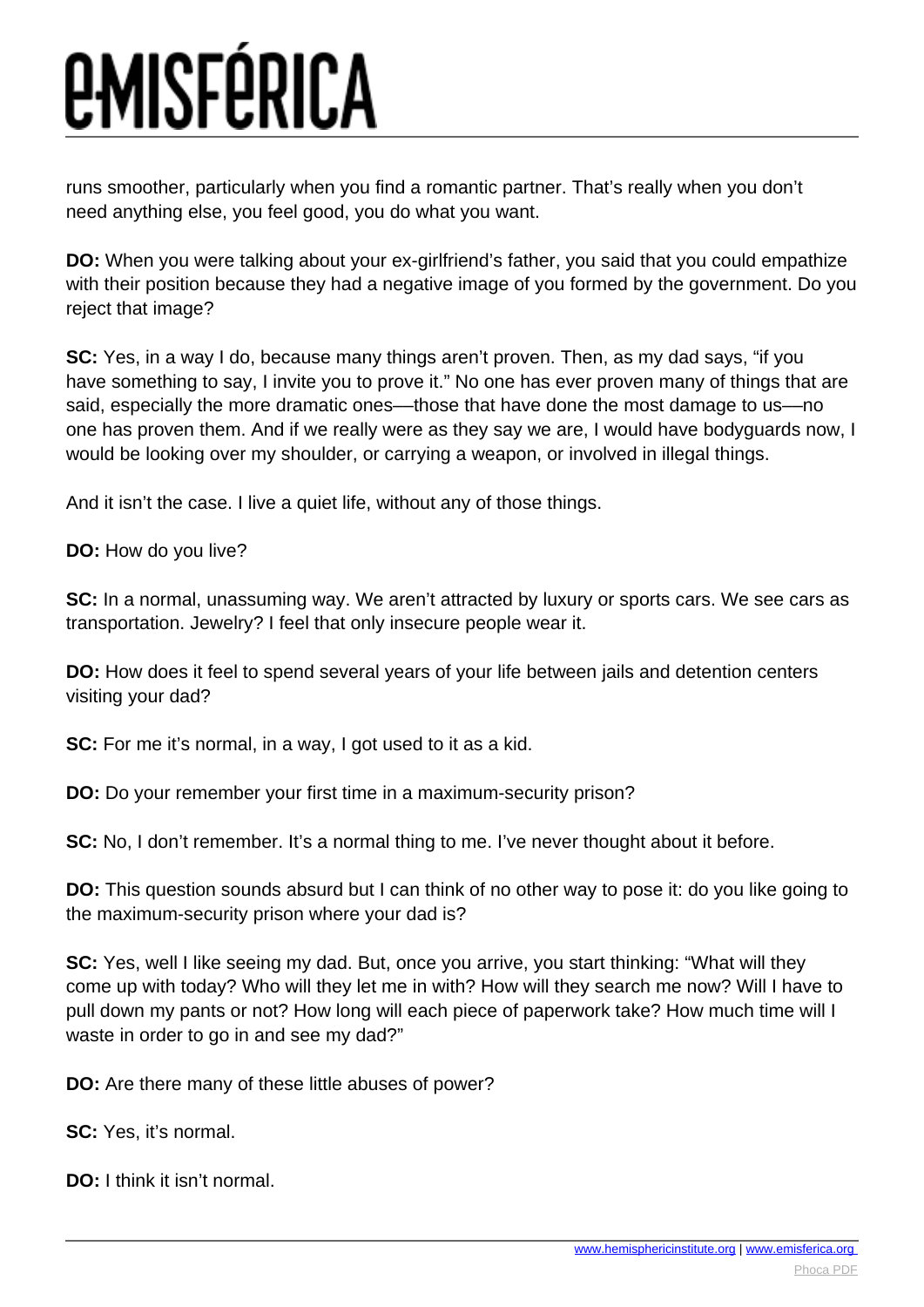runs smoother, particularly when you find a romantic partner. That's really when you don't need anything else, you feel good, you do what you want.

**DO:** When you were talking about your ex-girlfriend's father, you said that you could empathize with their position because they had a negative image of you formed by the government. Do you reject that image?

**SC:** Yes, in a way I do, because many things aren't proven. Then, as my dad says, "if you have something to say, I invite you to prove it." No one has ever proven many of things that are said, especially the more dramatic ones—those that have done the most damage to us—no one has proven them. And if we really were as they say we are, I would have bodyguards now, I would be looking over my shoulder, or carrying a weapon, or involved in illegal things.

And it isn't the case. I live a quiet life, without any of those things.

**DO:** How do you live?

**SC:** In a normal, unassuming way. We aren't attracted by luxury or sports cars. We see cars as transportation. Jewelry? I feel that only insecure people wear it.

**DO:** How does it feel to spend several years of your life between jails and detention centers visiting your dad?

**SC:** For me it's normal, in a way, I got used to it as a kid.

**DO:** Do your remember your first time in a maximum-security prison?

**SC:** No, I don't remember. It's a normal thing to me. I've never thought about it before.

**DO:** This question sounds absurd but I can think of no other way to pose it: do you like going to the maximum-security prison where your dad is?

**SC:** Yes, well I like seeing my dad. But, once you arrive, you start thinking: "What will they come up with today? Who will they let me in with? How will they search me now? Will I have to pull down my pants or not? How long will each piece of paperwork take? How much time will I waste in order to go in and see my dad?"

**DO:** Are there many of these little abuses of power?

**SC:** Yes, it's normal.

**DO:** I think it isn't normal.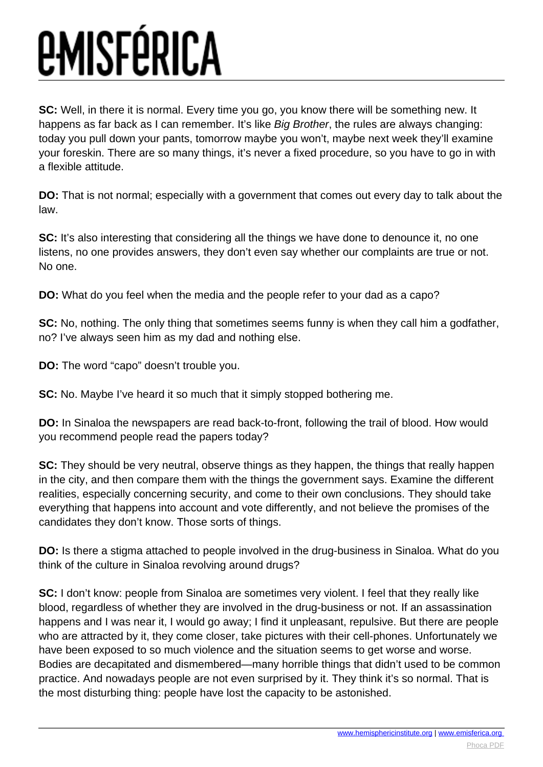**SC:** Well, in there it is normal. Every time you go, you know there will be something new. It happens as far back as I can remember. It's like *Big Brother*, the rules are always changing: today you pull down your pants, tomorrow maybe you won't, maybe next week they'll examine your foreskin. There are so many things, it's never a fixed procedure, so you have to go in with a flexible attitude.

**DO:** That is not normal; especially with a government that comes out every day to talk about the law.

**SC:** It's also interesting that considering all the things we have done to denounce it, no one listens, no one provides answers, they don't even say whether our complaints are true or not. No one.

**DO:** What do you feel when the media and the people refer to your dad as a capo?

**SC:** No, nothing. The only thing that sometimes seems funny is when they call him a godfather, no? I've always seen him as my dad and nothing else.

**DO:** The word "capo" doesn't trouble you.

**SC:** No. Maybe I've heard it so much that it simply stopped bothering me.

**DO:** In Sinaloa the newspapers are read back-to-front, following the trail of blood. How would you recommend people read the papers today?

**SC:** They should be very neutral, observe things as they happen, the things that really happen in the city, and then compare them with the things the government says. Examine the different realities, especially concerning security, and come to their own conclusions. They should take everything that happens into account and vote differently, and not believe the promises of the candidates they don't know. Those sorts of things.

**DO:** Is there a stigma attached to people involved in the drug-business in Sinaloa. What do you think of the culture in Sinaloa revolving around drugs?

**SC:** I don't know: people from Sinaloa are sometimes very violent. I feel that they really like blood, regardless of whether they are involved in the drug-business or not. If an assassination happens and I was near it, I would go away; I find it unpleasant, repulsive. But there are people who are attracted by it, they come closer, take pictures with their cell-phones. Unfortunately we have been exposed to so much violence and the situation seems to get worse and worse. Bodies are decapitated and dismembered—many horrible things that didn't used to be common practice. And nowadays people are not even surprised by it. They think it's so normal. That is the most disturbing thing: people have lost the capacity to be astonished.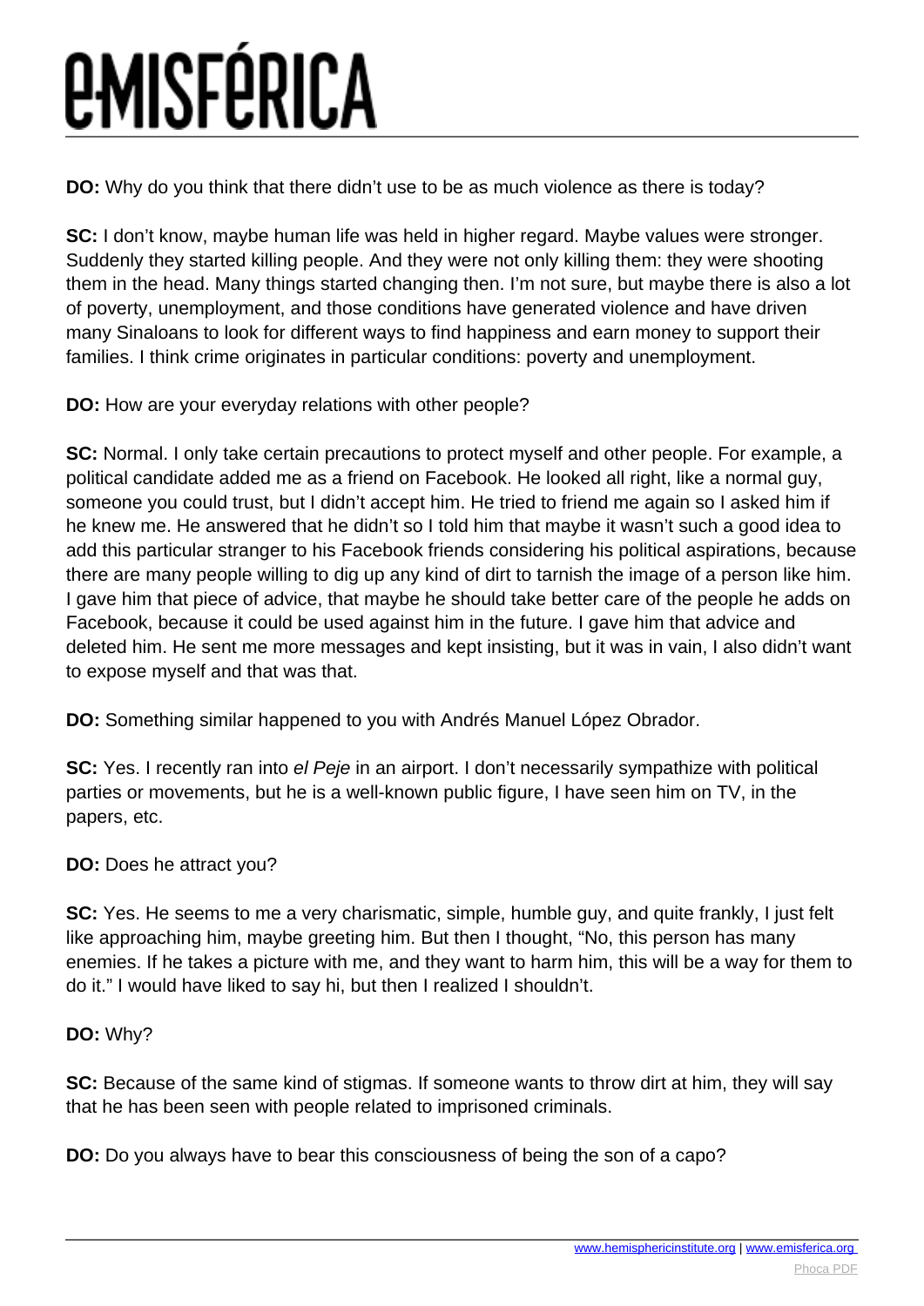**DO:** Why do you think that there didn't use to be as much violence as there is today?

**SC:** I don't know, maybe human life was held in higher regard. Maybe values were stronger. Suddenly they started killing people. And they were not only killing them: they were shooting them in the head. Many things started changing then. I'm not sure, but maybe there is also a lot of poverty, unemployment, and those conditions have generated violence and have driven many Sinaloans to look for different ways to find happiness and earn money to support their families. I think crime originates in particular conditions: poverty and unemployment.

**DO:** How are your everyday relations with other people?

**SC:** Normal. I only take certain precautions to protect myself and other people. For example, a political candidate added me as a friend on Facebook. He looked all right, like a normal guy, someone you could trust, but I didn't accept him. He tried to friend me again so I asked him if he knew me. He answered that he didn't so I told him that maybe it wasn't such a good idea to add this particular stranger to his Facebook friends considering his political aspirations, because there are many people willing to dig up any kind of dirt to tarnish the image of a person like him. I gave him that piece of advice, that maybe he should take better care of the people he adds on Facebook, because it could be used against him in the future. I gave him that advice and deleted him. He sent me more messages and kept insisting, but it was in vain, I also didn't want to expose myself and that was that.

**DO:** Something similar happened to you with Andrés Manuel López Obrador.

**SC:** Yes. I recently ran into *el Peje* in an airport. I don't necessarily sympathize with political parties or movements, but he is a well-known public figure, I have seen him on TV, in the papers, etc.

**DO:** Does he attract you?

**SC:** Yes. He seems to me a very charismatic, simple, humble guy, and quite frankly, I just felt like approaching him, maybe greeting him. But then I thought, "No, this person has many enemies. If he takes a picture with me, and they want to harm him, this will be a way for them to do it." I would have liked to say hi, but then I realized I shouldn't.

**DO:** Why?

**SC:** Because of the same kind of stigmas. If someone wants to throw dirt at him, they will say that he has been seen with people related to imprisoned criminals.

**DO:** Do you always have to bear this consciousness of being the son of a capo?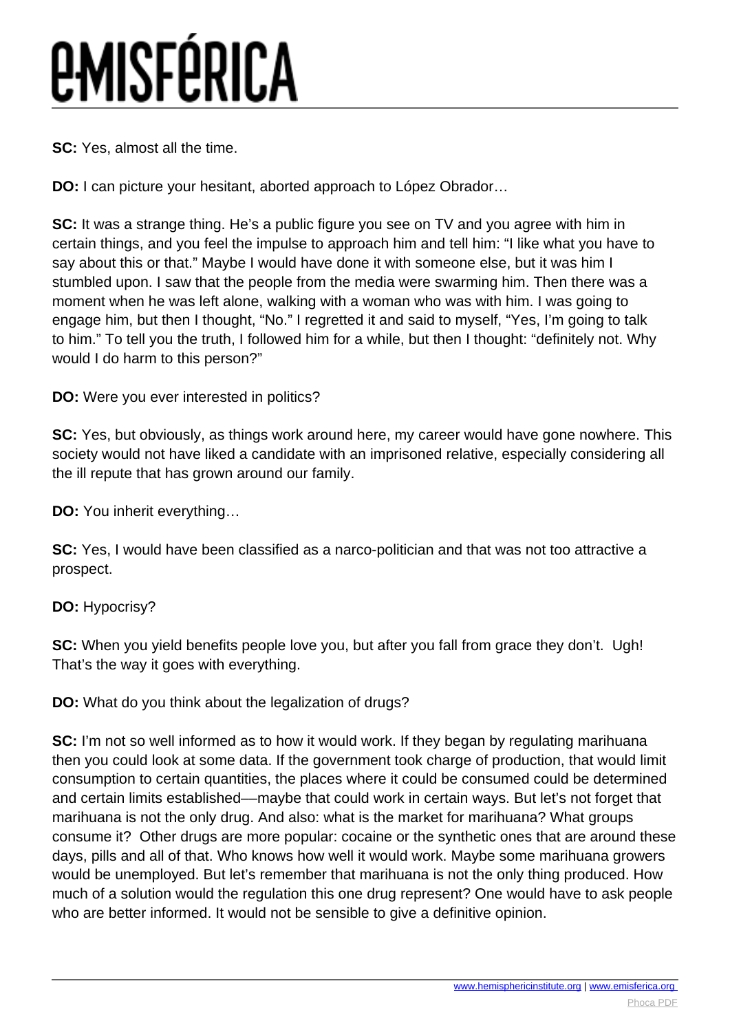**SC:** Yes, almost all the time.

**DO:** I can picture your hesitant, aborted approach to López Obrador…

**SC:** It was a strange thing. He's a public figure you see on TV and you agree with him in certain things, and you feel the impulse to approach him and tell him: "I like what you have to say about this or that." Maybe I would have done it with someone else, but it was him I stumbled upon. I saw that the people from the media were swarming him. Then there was a moment when he was left alone, walking with a woman who was with him. I was going to engage him, but then I thought, "No." I regretted it and said to myself, "Yes, I'm going to talk to him." To tell you the truth, I followed him for a while, but then I thought: "definitely not. Why would I do harm to this person?"

**DO:** Were you ever interested in politics?

**SC:** Yes, but obviously, as things work around here, my career would have gone nowhere. This society would not have liked a candidate with an imprisoned relative, especially considering all the ill repute that has grown around our family.

**DO:** You inherit everything…

**SC:** Yes, I would have been classified as a narco-politician and that was not too attractive a prospect.

**DO:** Hypocrisy?

**SC:** When you yield benefits people love you, but after you fall from grace they don't. Ugh! That's the way it goes with everything.

**DO:** What do you think about the legalization of drugs?

**SC:** I'm not so well informed as to how it would work. If they began by regulating marihuana then you could look at some data. If the government took charge of production, that would limit consumption to certain quantities, the places where it could be consumed could be determined and certain limits established—maybe that could work in certain ways. But let's not forget that marihuana is not the only drug. And also: what is the market for marihuana? What groups consume it? Other drugs are more popular: cocaine or the synthetic ones that are around these days, pills and all of that. Who knows how well it would work. Maybe some marihuana growers would be unemployed. But let's remember that marihuana is not the only thing produced. How much of a solution would the regulation this one drug represent? One would have to ask people who are better informed. It would not be sensible to give a definitive opinion.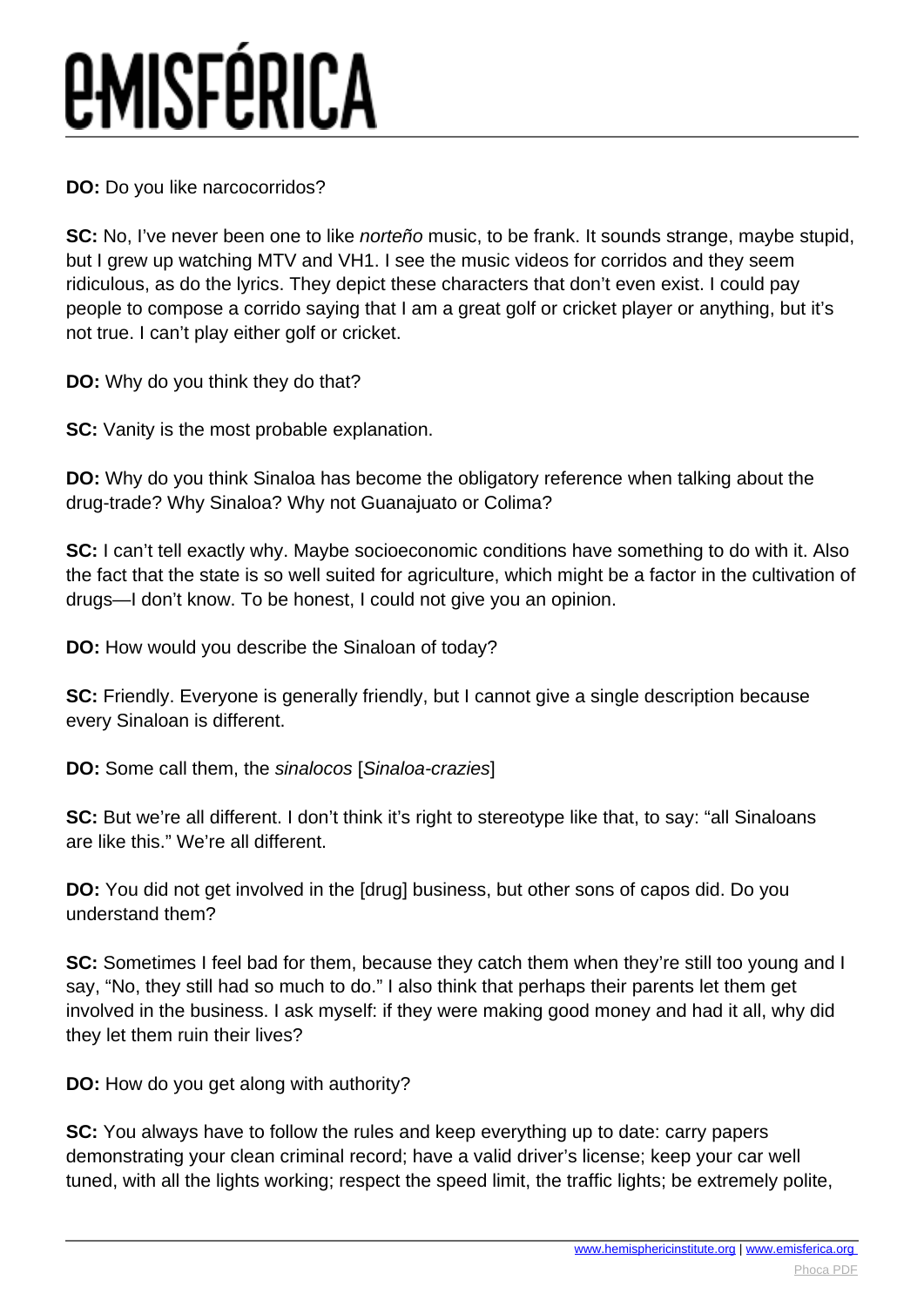**DO:** Do you like narcocorridos?

**SC:** No, I've never been one to like *norteño* music, to be frank. It sounds strange, maybe stupid, but I grew up watching MTV and VH1. I see the music videos for corridos and they seem ridiculous, as do the lyrics. They depict these characters that don't even exist. I could pay people to compose a corrido saying that I am a great golf or cricket player or anything, but it's not true. I can't play either golf or cricket.

**DO:** Why do you think they do that?

**SC:** Vanity is the most probable explanation.

**DO:** Why do you think Sinaloa has become the obligatory reference when talking about the drug-trade? Why Sinaloa? Why not Guanajuato or Colima?

**SC:** I can't tell exactly why. Maybe socioeconomic conditions have something to do with it. Also the fact that the state is so well suited for agriculture, which might be a factor in the cultivation of drugs—I don't know. To be honest, I could not give you an opinion.

**DO:** How would you describe the Sinaloan of today?

**SC:** Friendly. Everyone is generally friendly, but I cannot give a single description because every Sinaloan is different.

**DO:** Some call them, the *sinalocos* [*Sinaloa-crazies*]

**SC:** But we're all different. I don't think it's right to stereotype like that, to say: "all Sinaloans are like this." We're all different.

**DO:** You did not get involved in the [drug] business, but other sons of capos did. Do you understand them?

**SC:** Sometimes I feel bad for them, because they catch them when they're still too young and I say, "No, they still had so much to do." I also think that perhaps their parents let them get involved in the business. I ask myself: if they were making good money and had it all, why did they let them ruin their lives?

**DO:** How do you get along with authority?

**SC:** You always have to follow the rules and keep everything up to date: carry papers demonstrating your clean criminal record; have a valid driver's license; keep your car well tuned, with all the lights working; respect the speed limit, the traffic lights; be extremely polite,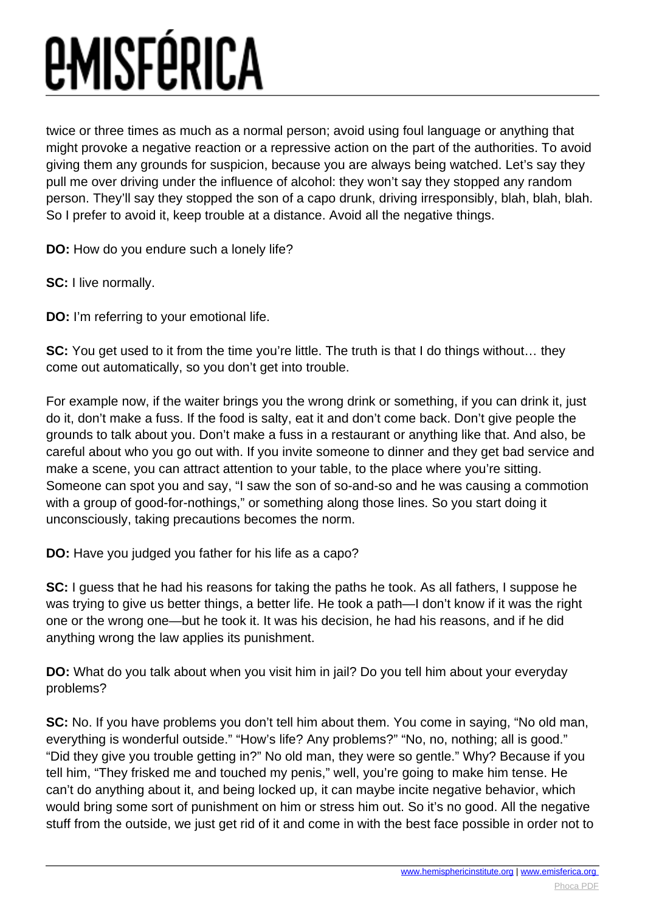twice or three times as much as a normal person; avoid using foul language or anything that might provoke a negative reaction or a repressive action on the part of the authorities. To avoid giving them any grounds for suspicion, because you are always being watched. Let's say they pull me over driving under the influence of alcohol: they won't say they stopped any random person. They'll say they stopped the son of a capo drunk, driving irresponsibly, blah, blah, blah. So I prefer to avoid it, keep trouble at a distance. Avoid all the negative things.

**DO:** How do you endure such a lonely life?

**SC:** I live normally.

**DO:** I'm referring to your emotional life.

**SC:** You get used to it from the time you're little. The truth is that I do things without… they come out automatically, so you don't get into trouble.

For example now, if the waiter brings you the wrong drink or something, if you can drink it, just do it, don't make a fuss. If the food is salty, eat it and don't come back. Don't give people the grounds to talk about you. Don't make a fuss in a restaurant or anything like that. And also, be careful about who you go out with. If you invite someone to dinner and they get bad service and make a scene, you can attract attention to your table, to the place where you're sitting. Someone can spot you and say, "I saw the son of so-and-so and he was causing a commotion with a group of good-for-nothings," or something along those lines. So you start doing it unconsciously, taking precautions becomes the norm.

**DO:** Have you judged you father for his life as a capo?

**SC:** I guess that he had his reasons for taking the paths he took. As all fathers, I suppose he was trying to give us better things, a better life. He took a path—I don't know if it was the right one or the wrong one—but he took it. It was his decision, he had his reasons, and if he did anything wrong the law applies its punishment.

**DO:** What do you talk about when you visit him in jail? Do you tell him about your everyday problems?

**SC:** No. If you have problems you don't tell him about them. You come in saying, "No old man, everything is wonderful outside." "How's life? Any problems?" "No, no, nothing; all is good." "Did they give you trouble getting in?" No old man, they were so gentle." Why? Because if you tell him, "They frisked me and touched my penis," well, you're going to make him tense. He can't do anything about it, and being locked up, it can maybe incite negative behavior, which would bring some sort of punishment on him or stress him out. So it's no good. All the negative stuff from the outside, we just get rid of it and come in with the best face possible in order not to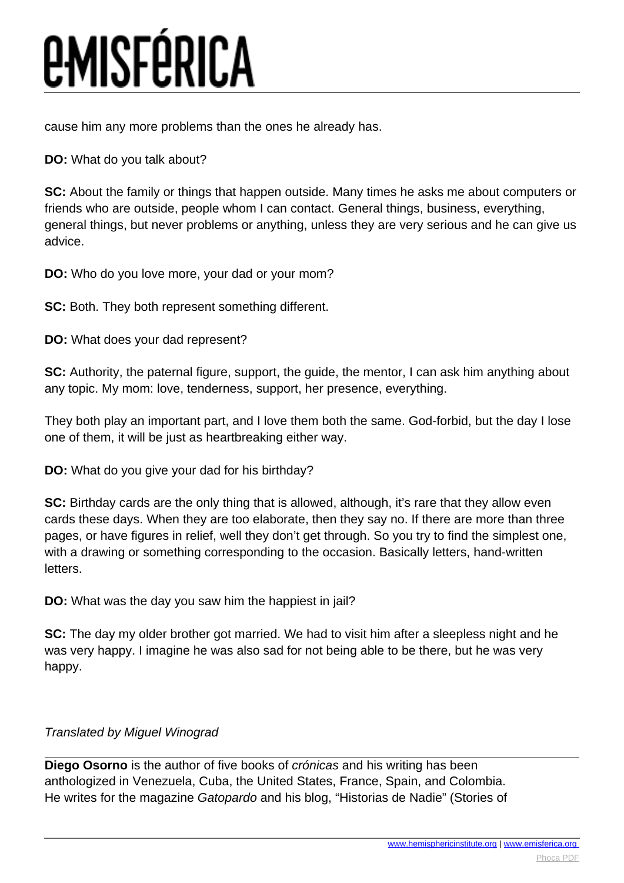cause him any more problems than the ones he already has.

**DO:** What do you talk about?

**SC:** About the family or things that happen outside. Many times he asks me about computers or friends who are outside, people whom I can contact. General things, business, everything, general things, but never problems or anything, unless they are very serious and he can give us advice.

**DO:** Who do you love more, your dad or your mom?

**SC:** Both. They both represent something different.

**DO:** What does your dad represent?

**SC:** Authority, the paternal figure, support, the guide, the mentor, I can ask him anything about any topic. My mom: love, tenderness, support, her presence, everything.

They both play an important part, and I love them both the same. God-forbid, but the day I lose one of them, it will be just as heartbreaking either way.

**DO:** What do you give your dad for his birthday?

**SC:** Birthday cards are the only thing that is allowed, although, it's rare that they allow even cards these days. When they are too elaborate, then they say no. If there are more than three pages, or have figures in relief, well they don't get through. So you try to find the simplest one, with a drawing or something corresponding to the occasion. Basically letters, hand-written letters.

**DO:** What was the day you saw him the happiest in jail?

**SC:** The day my older brother got married. We had to visit him after a sleepless night and he was very happy. I imagine he was also sad for not being able to be there, but he was very happy.

*Translated by Miguel Winograd*

---

**Diego Osorno** is the author of five books of *crónicas* and his writing has been anthologized in Venezuela, Cuba, the United States, France, Spain, and Colombia. He writes for the magazine *Gatopardo* and his blog, "Historias de Nadie" (Stories of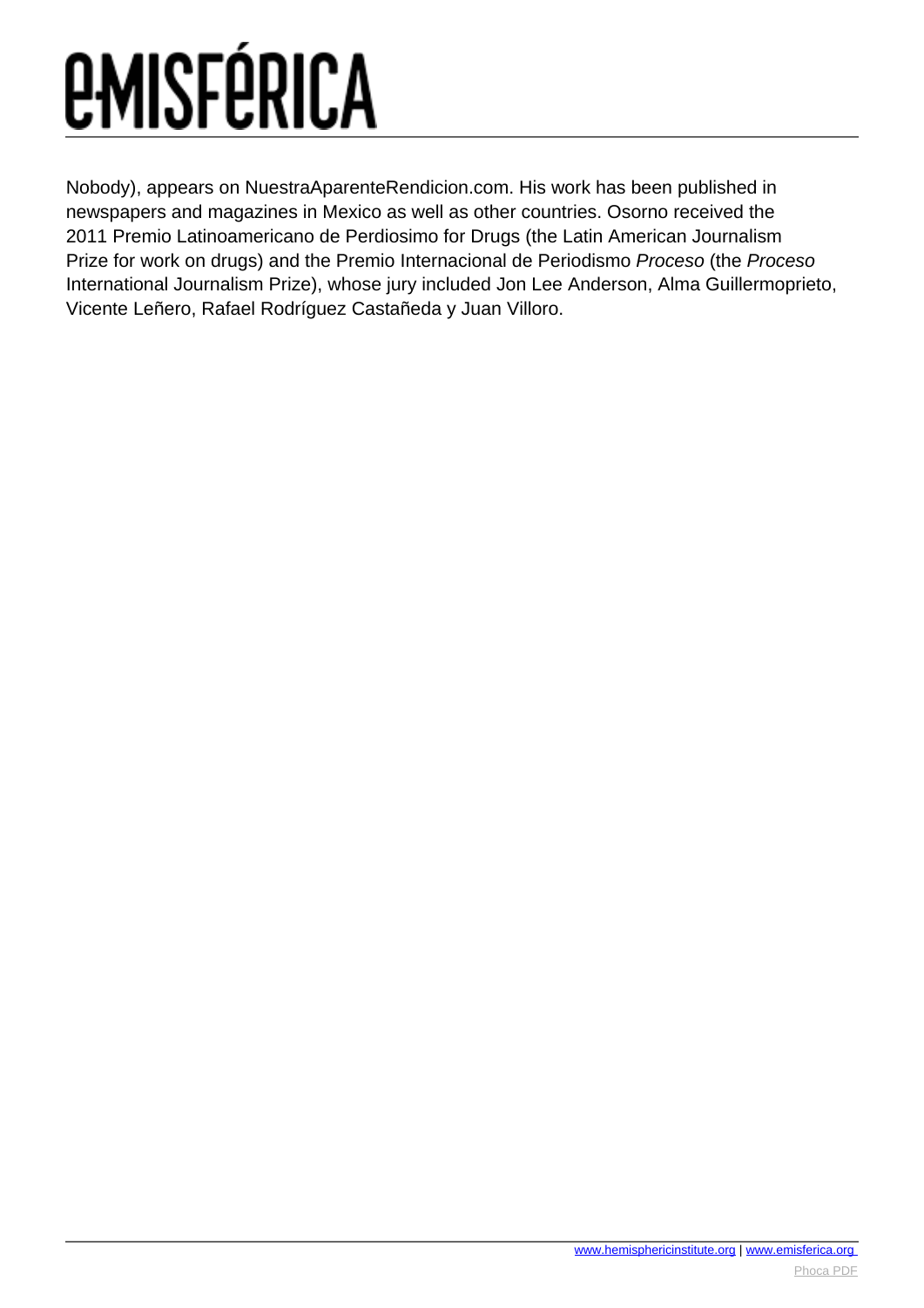Nobody), appears on NuestraAparenteRendicion.com. His work has been published in newspapers and magazines in Mexico as well as other countries. Osorno received the 2011 Premio Latinoamericano de Perdiosimo for Drugs (the Latin American Journalism Prize for work on drugs) and the Premio Internacional de Periodismo *Proceso* (the *Proceso* International Journalism Prize), whose jury included Jon Lee Anderson, Alma Guillermoprieto, Vicente Leñero, Rafael Rodríguez Castañeda y Juan Villoro.